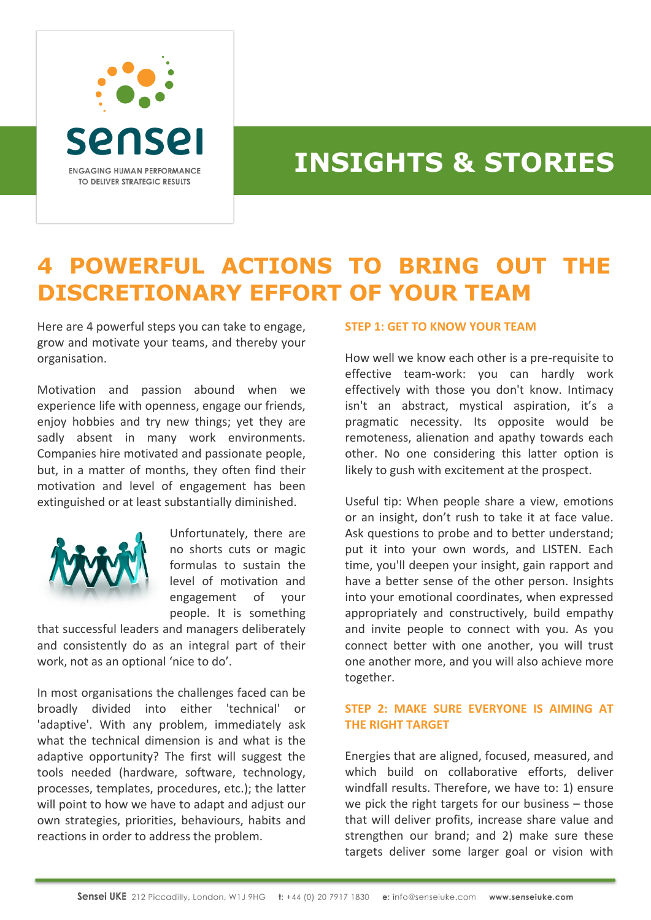# INSIGHTS & STORIES

## 4 POWERFUL ACTIONS TO BRING OUT THE DISCRETIONARY EFFORT OF YOUR TEAM

Here are 4 powerful steps you can take to engage, grow and motivate your teams, and thereby your organisation.

Motivation and passion abound when we experience life with openness, engage our friends, enjoy hobbies and try new things; yet they are sadly absent in many work environments. Companies hire motivated and passionate people, but, in a matter of months, they often find their motivation and level of engagement has been extinguished or at least substantially diminished.

Unfortunately, there are no shorts cuts or magic formulas to sustain the level of motivation and engagement of your people. It is something that successful leaders and managers deliberately and consistently do as an integral part of their work, not as an optional 'nice to do'.

In most organisations the challenges faced can be broadly divided into either 'technical' or 'adaptive'. With any problem, immediately ask what the technical dimension is and what is the adaptive opportunity? The first will suggest the tools needed (hardware, software, technology, processes, templates, procedures, etc.); the latter will point to how we have to adapt and adjust our own strategies, priorities, behaviours, habits and reactions in order to address the problem.

### STEP 1: GET TO KNOW YOUR TEAM

How well we know each other is a pre-requisite to effective team-work: you can hardly work effectively with those you don't know. Intimacy isn't an abstract, mystical aspiration, it's a pragmatic necessity. Its opposite would be remoteness, alienation and apathy towards each other. No one considering this latter option is likely to gush with excitement at the prospect.

Useful tip: When people share a view, emotions or an insight, don't rush to take it at face value. Ask questions to probe and to better understand; put it into your own words, and LISTEN. Each time, you'll deepen your insight, gain rapport and have a better sense of the other person. Insights into your emotional coordinates, when expressed appropriately and constructively, build empathy and invite people to connect with you. As you connect better with one another, you will trust one another more, and you will also achieve more together.

### STEP 2: MAKE SURE EVERYONE IS AIMING AT THE RIGHT TARGET

Energies that are aligned, focused, measured, and which build on collaborative efforts, deliver windfall results. Therefore, we have to: 1) ensure we pick the right targets for our business – those that will deliver profits, increase share value and strengthen our brand; and 2) make sure these targets deliver some larger goal or vision with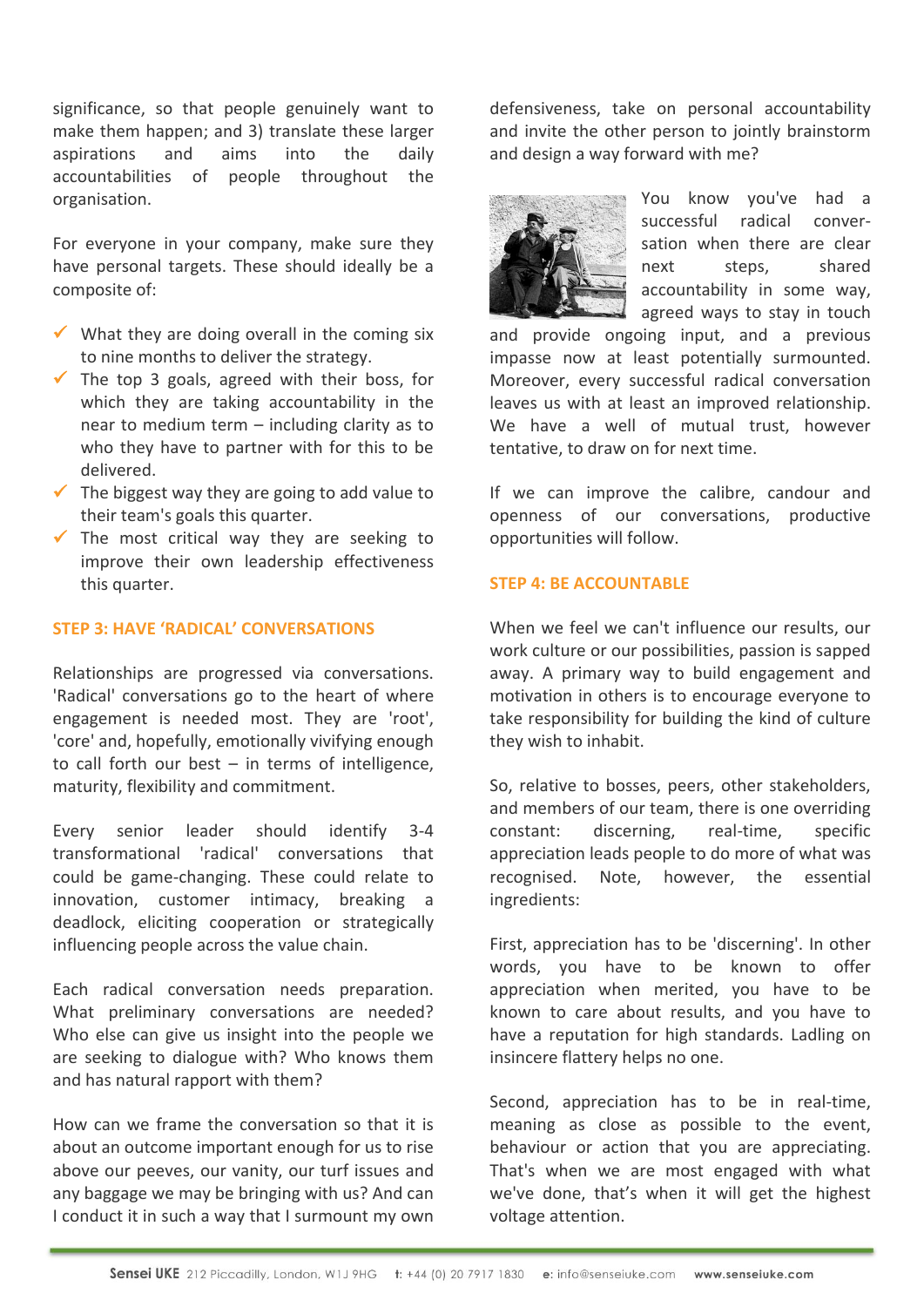significance, so that people genuinely want to make them happen; and 3) translate these larger aspirations and aims into the daily accountabilities of people throughout the organisation.

For everyone in your company, make sure they have personal targets. These should ideally be a composite of:

- ✓ What they are doing overall in the coming six to nine months to deliver the strategy.
- ✓ The top 3 goals, agreed with their boss, for which they are taking accountability in the near to medium term – including clarity as to who they have to partner with for this to be delivered.
- ✓ The biggest way they are going to add value to their team's goals this quarter.
- ✓ The most critical way they are seeking to improve their own leadership effectiveness this quarter.

## STEP 3: HAVE 'RADICAL' CONVERSATIONS

Relationships are progressed via conversations. 'Radical' conversations go to the heart of where engagement is needed most. They are 'root', 'core' and, hopefully, emotionally vivifying enough to call forth our best – in terms of intelligence, maturity, flexibility and commitment.

Every senior leader should identify 3-4 transformational 'radical' conversations that could be game-changing. These could relate to innovation, customer intimacy, breaking a deadlock, eliciting cooperation or strategically influencing people across the value chain.

Each radical conversation needs preparation. What preliminary conversations are needed? Who else can give us insight into the people we are seeking to dialogue with? Who knows them and has natural rapport with them?

How can we frame the conversation so that it is about an outcome important enough for us to rise above our peeves, our vanity, our turf issues and any baggage we may be bringing with us? And can I conduct it in such a way that I surmount my own defensiveness, take on personal accountability and invite the other person to jointly brainstorm and design a way forward with me?

You know you've had a successful radical conversation when there are clear next steps, shared accountability in some way, agreed ways to stay in touch and provide ongoing input, and a previous impasse now at least potentially surmounted. Moreover, every successful radical conversation leaves us with at least an improved relationship. We have a well of mutual trust, however tentative, to draw on for next time.

If we can improve the calibre, candour and openness of our conversations, productive opportunities will follow.

## STEP 4: BE ACCOUNTABLE

When we feel we can't influence our results, our work culture or our possibilities, passion is sapped away. A primary way to build engagement and motivation in others is to encourage everyone to take responsibility for building the kind of culture they wish to inhabit.

So, relative to bosses, peers, other stakeholders, and members of our team, there is one overriding constant: discerning, real-time, specific appreciation leads people to do more of what was recognised. Note, however, the essential ingredients:

First, appreciation has to be 'discerning'. In other words, you have to be known to offer appreciation when merited, you have to be known to care about results, and you have to have a reputation for high standards. Ladling on insincere flattery helps no one.

Second, appreciation has to be in real-time, meaning as close as possible to the event, behaviour or action that you are appreciating. That's when we are most engaged with what we've done, that's when it will get the highest voltage attention.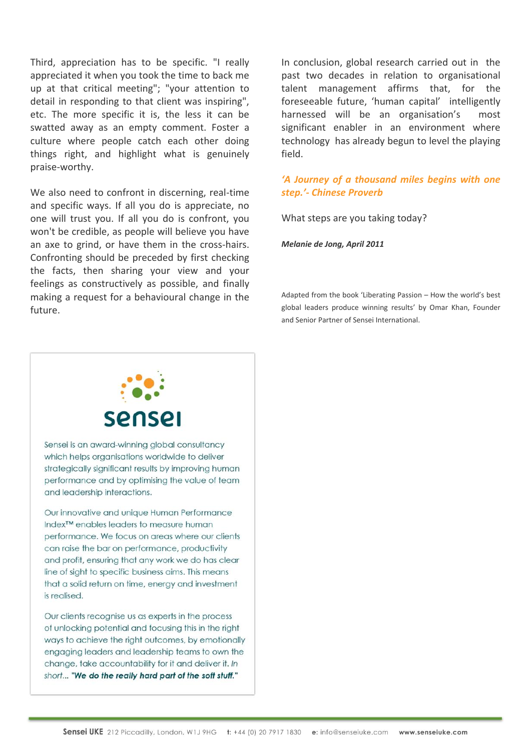Third, appreciation has to be specific. "I really appreciated it when you took the time to back me up at that critical meeting"; "your attention to detail in responding to that client was inspiring", etc. The more specific it is, the less it can be swatted away as an empty comment. Foster a culture where people catch each other doing things right, and highlight what is genuinely praise-worthy.

We also need to confront in discerning, real-time and specific ways. If all you do is appreciate, no one will trust you. If all you do is confront, you won't be credible, as people will believe you have an axe to grind, or have them in the cross-hairs. Confronting should be preceded by first checking the facts, then sharing your view and your feelings as constructively as possible, and finally making a request for a behavioural change in the future.

In conclusion, global research carried out in the past two decades in relation to organisational talent management affirms that, for the foreseeable future, 'human capital' intelligently harnessed will be an organisation's most significant enabler in an environment where technology has already begun to level the playing field.

***'A Journey of a thousand miles begins with one step.'- Chinese Proverb***

What steps are you taking today?

***Melanie de Jong, April 2011***

Adapted from the book 'Liberating Passion – How the world's best global leaders produce winning results' by Omar Khan, Founder and Senior Partner of Sensei International.

**sensei**

Sensei is an award-winning global consultancy which helps organisations worldwide to deliver strategically significant results by improving human performance and by optimising the value of team and leadership interactions.

Our innovative and unique Human Performance Index™ enables leaders to measure human performance. We focus on areas where our clients can raise the bar on performance, productivity and profit, ensuring that any work we do has clear line of sight to specific business aims. This means that a solid return on time, energy and investment is realised.

Our clients recognise us as experts in the process of unlocking potential and focusing this in the right ways to achieve the right outcomes, by emotionally engaging leaders and leadership teams to own the change, take accountability for it and deliver it. *In short... **"We do the really hard part of the soft stuff."***

**Sensei UKE** 212 Piccadilly, London, W1J 9HG **t:** +44 (0) 20 7917 1830 **e:** info@senseiuke.com **www.senseiuke.com**